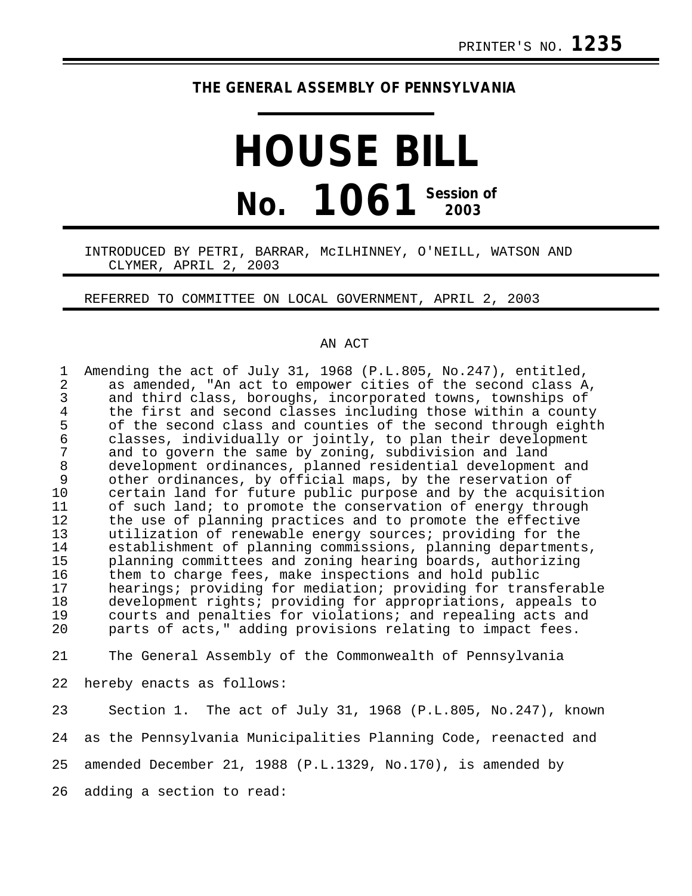PRINTER'S NO. **1235**

**THE GENERAL ASSEMBLY OF PENNSYLVANIA**

# HOUSE BILL
# No. 1061 Session of 2003

INTRODUCED BY PETRI, BARRAR, McILHINNEY, O'NEILL, WATSON AND CLYMER, APRIL 2, 2003

REFERRED TO COMMITTEE ON LOCAL GOVERNMENT, APRIL 2, 2003

AN ACT

Amending the act of July 31, 1968 (P.L.805, No.247), entitled, as amended, "An act to empower cities of the second class A, and third class, boroughs, incorporated towns, townships of the first and second classes including those within a county of the second class and counties of the second through eighth classes, individually or jointly, to plan their development and to govern the same by zoning, subdivision and land development ordinances, planned residential development and other ordinances, by official maps, by the reservation of certain land for future public purpose and by the acquisition of such land; to promote the conservation of energy through the use of planning practices and to promote the effective utilization of renewable energy sources; providing for the establishment of planning commissions, planning departments, planning committees and zoning hearing boards, authorizing them to charge fees, make inspections and hold public hearings; providing for mediation; providing for transferable development rights; providing for appropriations, appeals to courts and penalties for violations; and repealing acts and parts of acts," adding provisions relating to impact fees.

The General Assembly of the Commonwealth of Pennsylvania hereby enacts as follows:

Section 1. The act of July 31, 1968 (P.L.805, No.247), known as the Pennsylvania Municipalities Planning Code, reenacted and amended December 21, 1988 (P.L.1329, No.170), is amended by adding a section to read: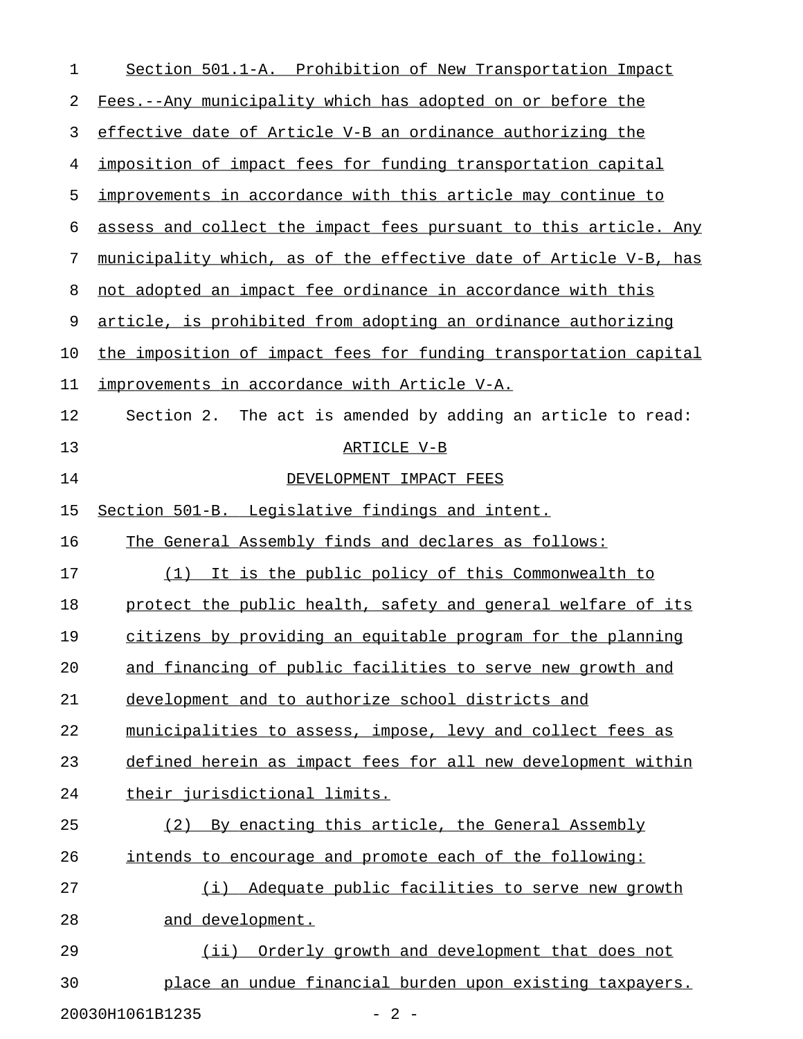Section 501.1-A. Prohibition of New Transportation Impact Fees.--Any municipality which has adopted on or before the effective date of Article V-B an ordinance authorizing the imposition of impact fees for funding transportation capital improvements in accordance with this article may continue to assess and collect the impact fees pursuant to this article. Any municipality which, as of the effective date of Article V-B, has not adopted an impact fee ordinance in accordance with this article, is prohibited from adopting an ordinance authorizing the imposition of impact fees for funding transportation capital improvements in accordance with Article V-A.

Section 2. The act is amended by adding an article to read:

ARTICLE V-B

DEVELOPMENT IMPACT FEES

Section 501-B. Legislative findings and intent.

The General Assembly finds and declares as follows:

(1) It is the public policy of this Commonwealth to protect the public health, safety and general welfare of its citizens by providing an equitable program for the planning and financing of public facilities to serve new growth and development and to authorize school districts and municipalities to assess, impose, levy and collect fees as defined herein as impact fees for all new development within their jurisdictional limits.

(2) By enacting this article, the General Assembly intends to encourage and promote each of the following:

(i) Adequate public facilities to serve new growth and development.

(ii) Orderly growth and development that does not place an undue financial burden upon existing taxpayers.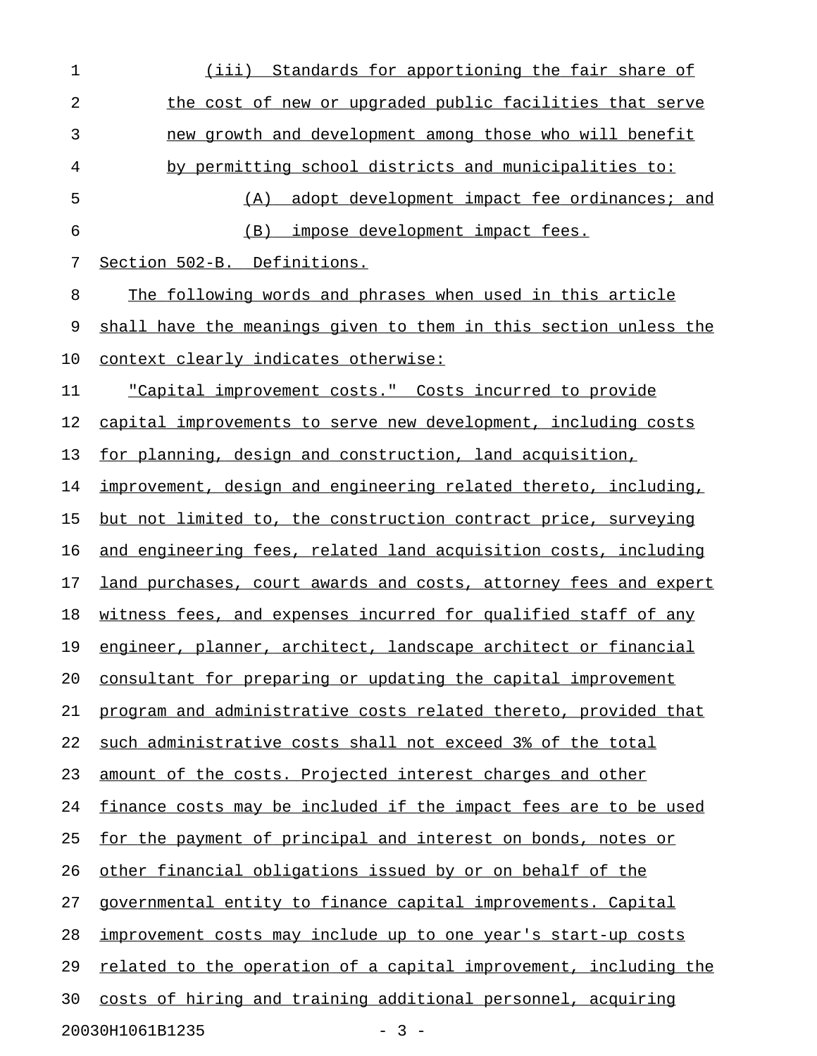(iii) Standards for apportioning the fair share of the cost of new or upgraded public facilities that serve new growth and development among those who will benefit by permitting school districts and municipalities to:

(A) adopt development impact fee ordinances; and

(B) impose development impact fees.

Section 502-B. Definitions.

The following words and phrases when used in this article shall have the meanings given to them in this section unless the context clearly indicates otherwise:

"Capital improvement costs." Costs incurred to provide capital improvements to serve new development, including costs for planning, design and construction, land acquisition, improvement, design and engineering related thereto, including, but not limited to, the construction contract price, surveying and engineering fees, related land acquisition costs, including land purchases, court awards and costs, attorney fees and expert witness fees, and expenses incurred for qualified staff of any engineer, planner, architect, landscape architect or financial consultant for preparing or updating the capital improvement program and administrative costs related thereto, provided that such administrative costs shall not exceed 3% of the total amount of the costs. Projected interest charges and other finance costs may be included if the impact fees are to be used for the payment of principal and interest on bonds, notes or other financial obligations issued by or on behalf of the governmental entity to finance capital improvements. Capital improvement costs may include up to one year's start-up costs related to the operation of a capital improvement, including the costs of hiring and training additional personnel, acquiring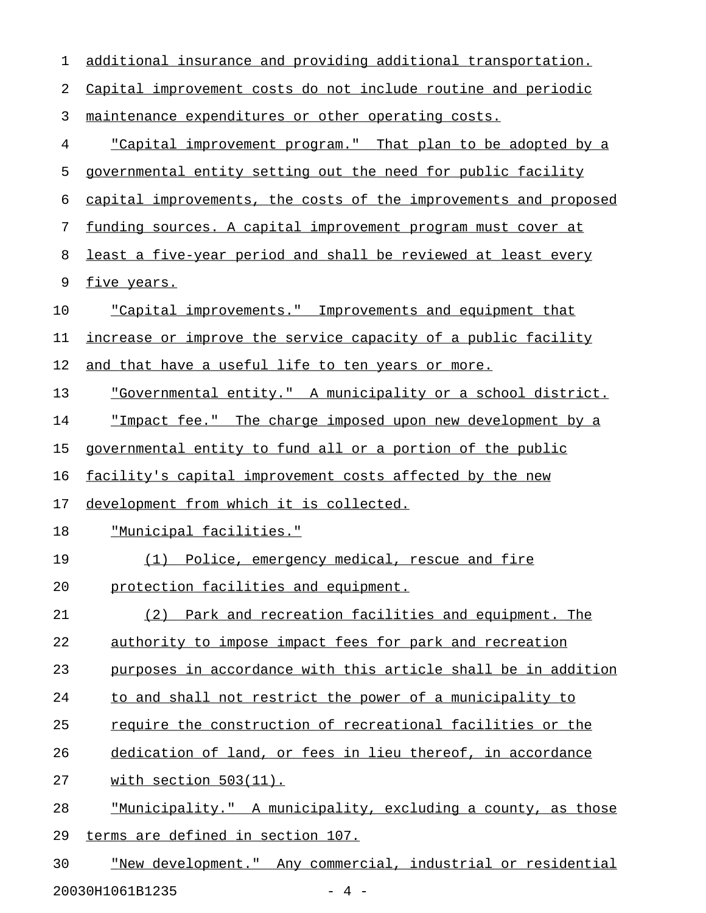additional insurance and providing additional transportation. Capital improvement costs do not include routine and periodic maintenance expenditures or other operating costs.

"Capital improvement program." That plan to be adopted by a governmental entity setting out the need for public facility capital improvements, the costs of the improvements and proposed funding sources. A capital improvement program must cover at least a five-year period and shall be reviewed at least every five years.

"Capital improvements." Improvements and equipment that increase or improve the service capacity of a public facility and that have a useful life to ten years or more.

"Governmental entity." A municipality or a school district.

"Impact fee." The charge imposed upon new development by a governmental entity to fund all or a portion of the public facility's capital improvement costs affected by the new development from which it is collected.

"Municipal facilities."

(1) Police, emergency medical, rescue and fire protection facilities and equipment.

(2) Park and recreation facilities and equipment. The authority to impose impact fees for park and recreation purposes in accordance with this article shall be in addition to and shall not restrict the power of a municipality to require the construction of recreational facilities or the dedication of land, or fees in lieu thereof, in accordance with section 503(11).

"Municipality." A municipality, excluding a county, as those terms are defined in section 107.

"New development." Any commercial, industrial or residential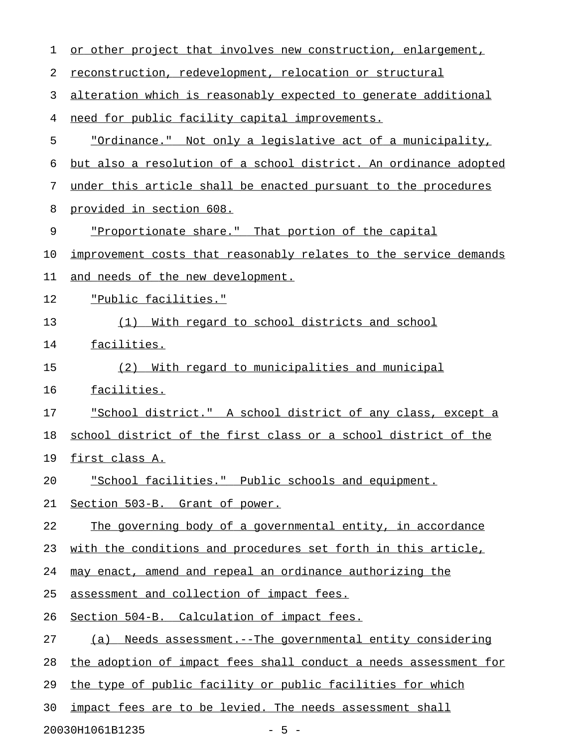or other project that involves new construction, enlargement, reconstruction, redevelopment, relocation or structural alteration which is reasonably expected to generate additional need for public facility capital improvements.

"Ordinance." Not only a legislative act of a municipality, but also a resolution of a school district. An ordinance adopted under this article shall be enacted pursuant to the procedures provided in section 608.

"Proportionate share." That portion of the capital improvement costs that reasonably relates to the service demands and needs of the new development.

"Public facilities."

(1) With regard to school districts and school facilities.

(2) With regard to municipalities and municipal facilities.

"School district." A school district of any class, except a school district of the first class or a school district of the first class A.

"School facilities." Public schools and equipment.

Section 503-B. Grant of power.

The governing body of a governmental entity, in accordance with the conditions and procedures set forth in this article, may enact, amend and repeal an ordinance authorizing the assessment and collection of impact fees.

Section 504-B. Calculation of impact fees.

(a) Needs assessment.--The governmental entity considering the adoption of impact fees shall conduct a needs assessment for the type of public facility or public facilities for which impact fees are to be levied. The needs assessment shall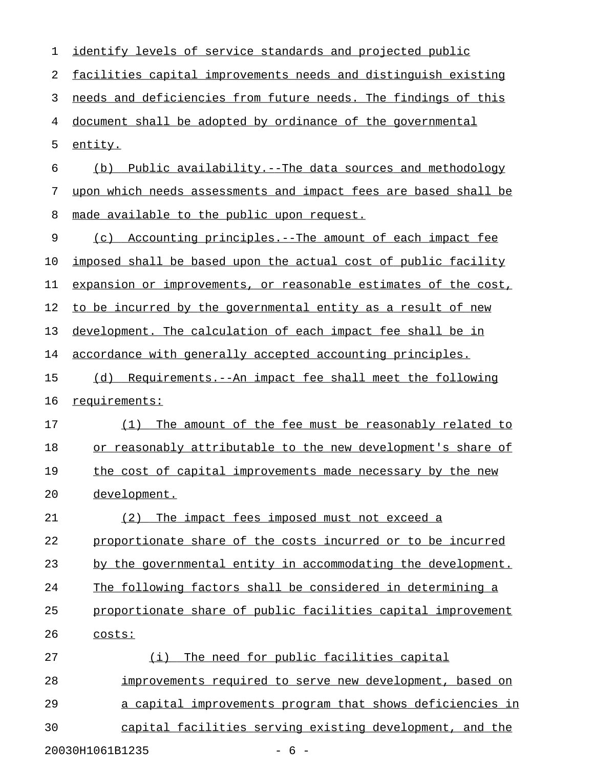identify levels of service standards and projected public facilities capital improvements needs and distinguish existing needs and deficiencies from future needs. The findings of this document shall be adopted by ordinance of the governmental entity.

(b) Public availability.--The data sources and methodology upon which needs assessments and impact fees are based shall be made available to the public upon request.

(c) Accounting principles.--The amount of each impact fee imposed shall be based upon the actual cost of public facility expansion or improvements, or reasonable estimates of the cost, to be incurred by the governmental entity as a result of new development. The calculation of each impact fee shall be in accordance with generally accepted accounting principles.

(d) Requirements.--An impact fee shall meet the following requirements:

(1) The amount of the fee must be reasonably related to or reasonably attributable to the new development's share of the cost of capital improvements made necessary by the new development.

(2) The impact fees imposed must not exceed a proportionate share of the costs incurred or to be incurred by the governmental entity in accommodating the development. The following factors shall be considered in determining a proportionate share of public facilities capital improvement costs:

(i) The need for public facilities capital improvements required to serve new development, based on a capital improvements program that shows deficiencies in capital facilities serving existing development, and the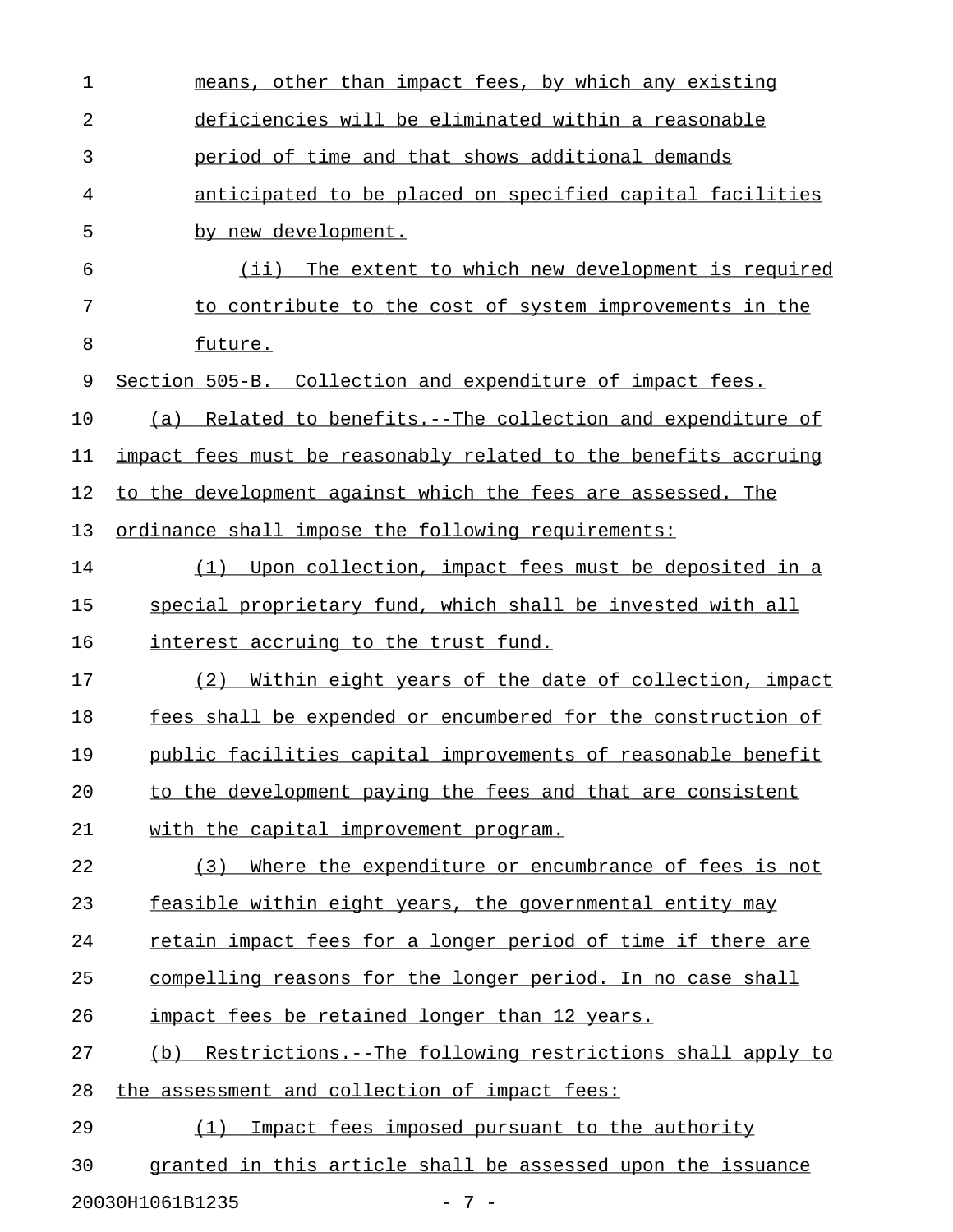means, other than impact fees, by which any existing deficiencies will be eliminated within a reasonable period of time and that shows additional demands anticipated to be placed on specified capital facilities by new development.

(ii) The extent to which new development is required to contribute to the cost of system improvements in the future.

Section 505-B. Collection and expenditure of impact fees.

(a) Related to benefits.--The collection and expenditure of impact fees must be reasonably related to the benefits accruing to the development against which the fees are assessed. The ordinance shall impose the following requirements:

(1) Upon collection, impact fees must be deposited in a special proprietary fund, which shall be invested with all interest accruing to the trust fund.

(2) Within eight years of the date of collection, impact fees shall be expended or encumbered for the construction of public facilities capital improvements of reasonable benefit to the development paying the fees and that are consistent with the capital improvement program.

(3) Where the expenditure or encumbrance of fees is not feasible within eight years, the governmental entity may retain impact fees for a longer period of time if there are compelling reasons for the longer period. In no case shall impact fees be retained longer than 12 years.

(b) Restrictions.--The following restrictions shall apply to the assessment and collection of impact fees:

(1) Impact fees imposed pursuant to the authority granted in this article shall be assessed upon the issuance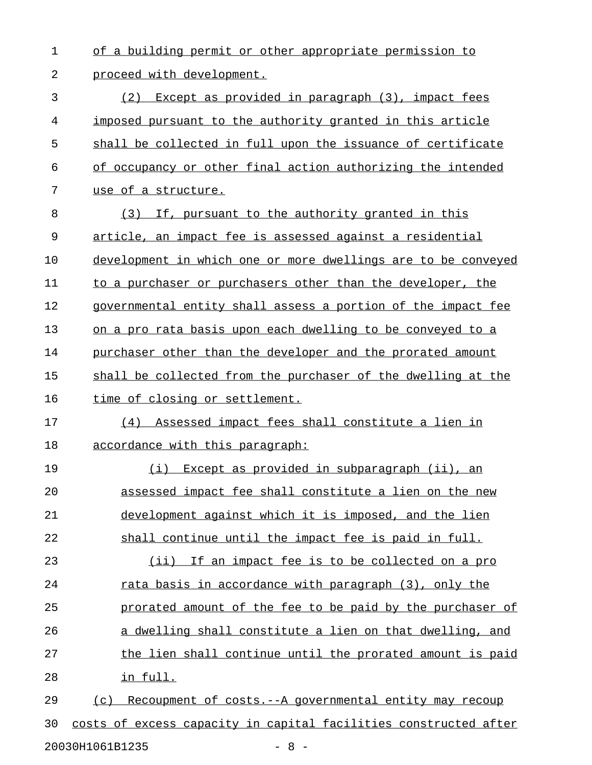of a building permit or other appropriate permission to proceed with development.

(2) Except as provided in paragraph (3), impact fees imposed pursuant to the authority granted in this article shall be collected in full upon the issuance of certificate of occupancy or other final action authorizing the intended use of a structure.

(3) If, pursuant to the authority granted in this article, an impact fee is assessed against a residential development in which one or more dwellings are to be conveyed to a purchaser or purchasers other than the developer, the governmental entity shall assess a portion of the impact fee on a pro rata basis upon each dwelling to be conveyed to a purchaser other than the developer and the prorated amount shall be collected from the purchaser of the dwelling at the time of closing or settlement.

(4) Assessed impact fees shall constitute a lien in accordance with this paragraph:

(i) Except as provided in subparagraph (ii), an assessed impact fee shall constitute a lien on the new development against which it is imposed, and the lien shall continue until the impact fee is paid in full.

(ii) If an impact fee is to be collected on a pro rata basis in accordance with paragraph (3), only the prorated amount of the fee to be paid by the purchaser of a dwelling shall constitute a lien on that dwelling, and the lien shall continue until the prorated amount is paid in full.

(c) Recoupment of costs.--A governmental entity may recoup costs of excess capacity in capital facilities constructed after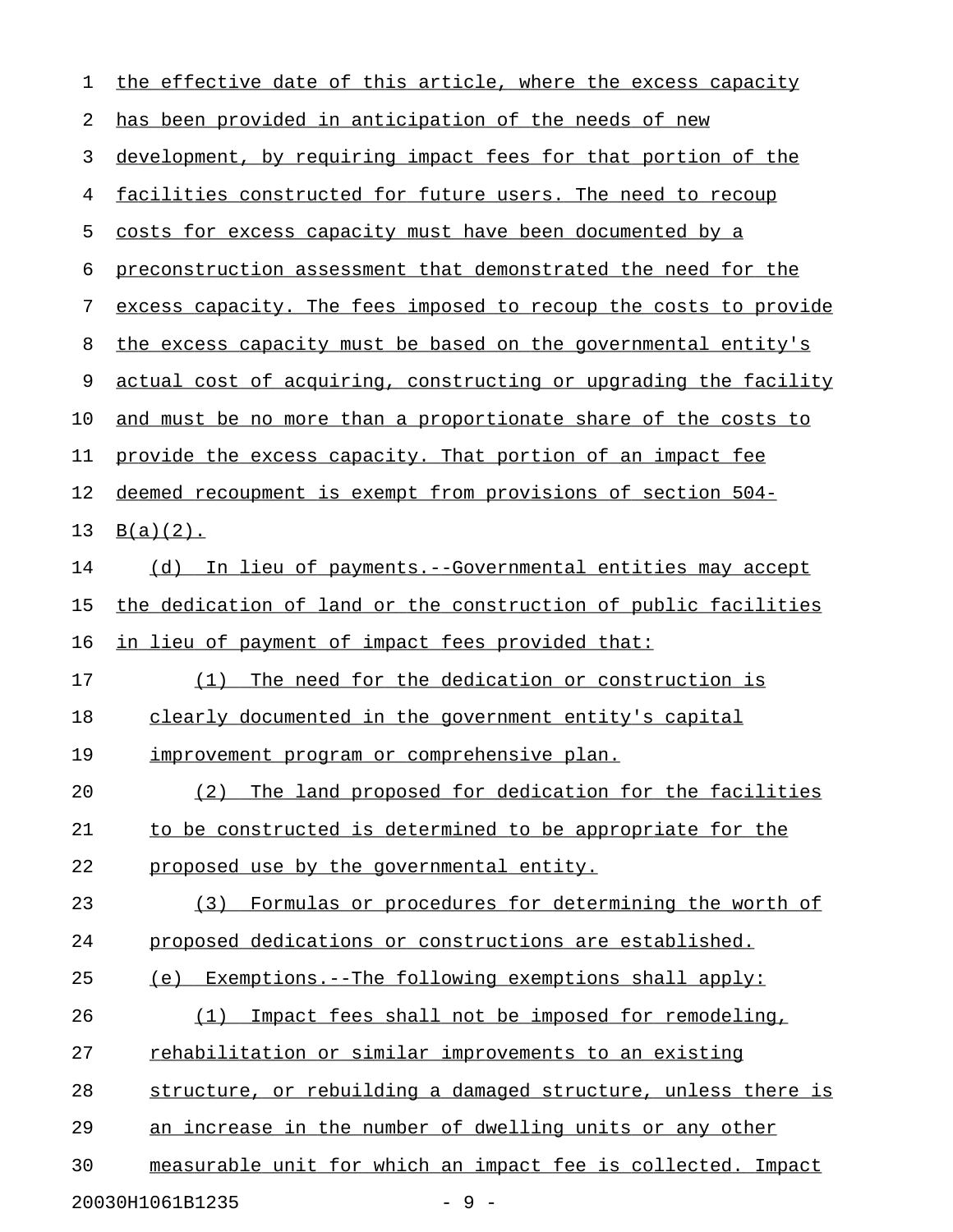the effective date of this article, where the excess capacity has been provided in anticipation of the needs of new development, by requiring impact fees for that portion of the facilities constructed for future users. The need to recoup costs for excess capacity must have been documented by a preconstruction assessment that demonstrated the need for the excess capacity. The fees imposed to recoup the costs to provide the excess capacity must be based on the governmental entity's actual cost of acquiring, constructing or upgrading the facility and must be no more than a proportionate share of the costs to provide the excess capacity. That portion of an impact fee deemed recoupment is exempt from provisions of section 504-B(a)(2).

(d) In lieu of payments.--Governmental entities may accept the dedication of land or the construction of public facilities in lieu of payment of impact fees provided that:

(1) The need for the dedication or construction is clearly documented in the government entity's capital improvement program or comprehensive plan.

(2) The land proposed for dedication for the facilities to be constructed is determined to be appropriate for the proposed use by the governmental entity.

(3) Formulas or procedures for determining the worth of proposed dedications or constructions are established.

(e) Exemptions.--The following exemptions shall apply:

(1) Impact fees shall not be imposed for remodeling, rehabilitation or similar improvements to an existing structure, or rebuilding a damaged structure, unless there is an increase in the number of dwelling units or any other measurable unit for which an impact fee is collected. Impact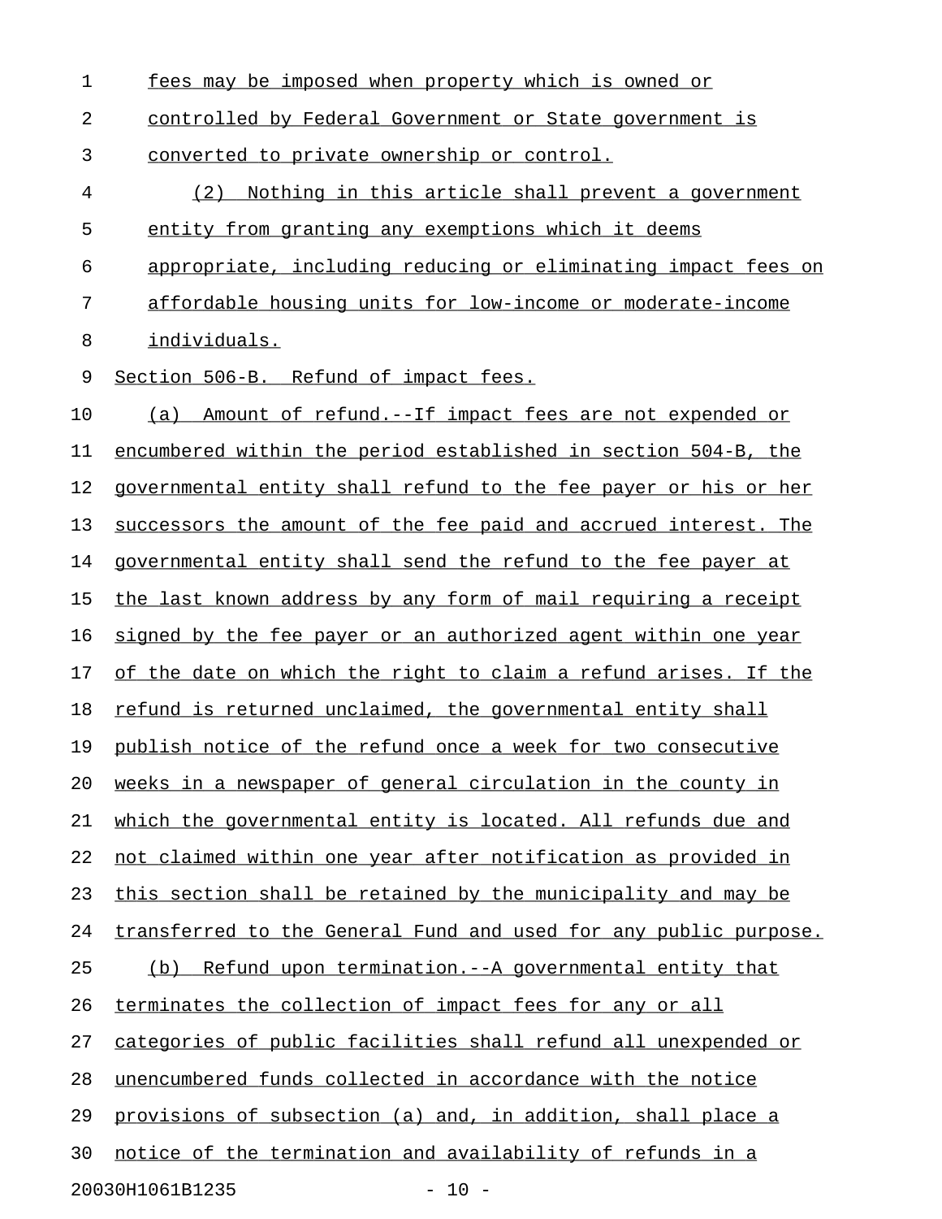fees may be imposed when property which is owned or controlled by Federal Government or State government is converted to private ownership or control.

(2) Nothing in this article shall prevent a government entity from granting any exemptions which it deems appropriate, including reducing or eliminating impact fees on affordable housing units for low-income or moderate-income individuals.

Section 506-B. Refund of impact fees.

(a) Amount of refund.--If impact fees are not expended or encumbered within the period established in section 504-B, the governmental entity shall refund to the fee payer or his or her successors the amount of the fee paid and accrued interest. The governmental entity shall send the refund to the fee payer at the last known address by any form of mail requiring a receipt signed by the fee payer or an authorized agent within one year of the date on which the right to claim a refund arises. If the refund is returned unclaimed, the governmental entity shall publish notice of the refund once a week for two consecutive weeks in a newspaper of general circulation in the county in which the governmental entity is located. All refunds due and not claimed within one year after notification as provided in this section shall be retained by the municipality and may be transferred to the General Fund and used for any public purpose.

(b) Refund upon termination.--A governmental entity that terminates the collection of impact fees for any or all categories of public facilities shall refund all unexpended or unencumbered funds collected in accordance with the notice provisions of subsection (a) and, in addition, shall place a notice of the termination and availability of refunds in a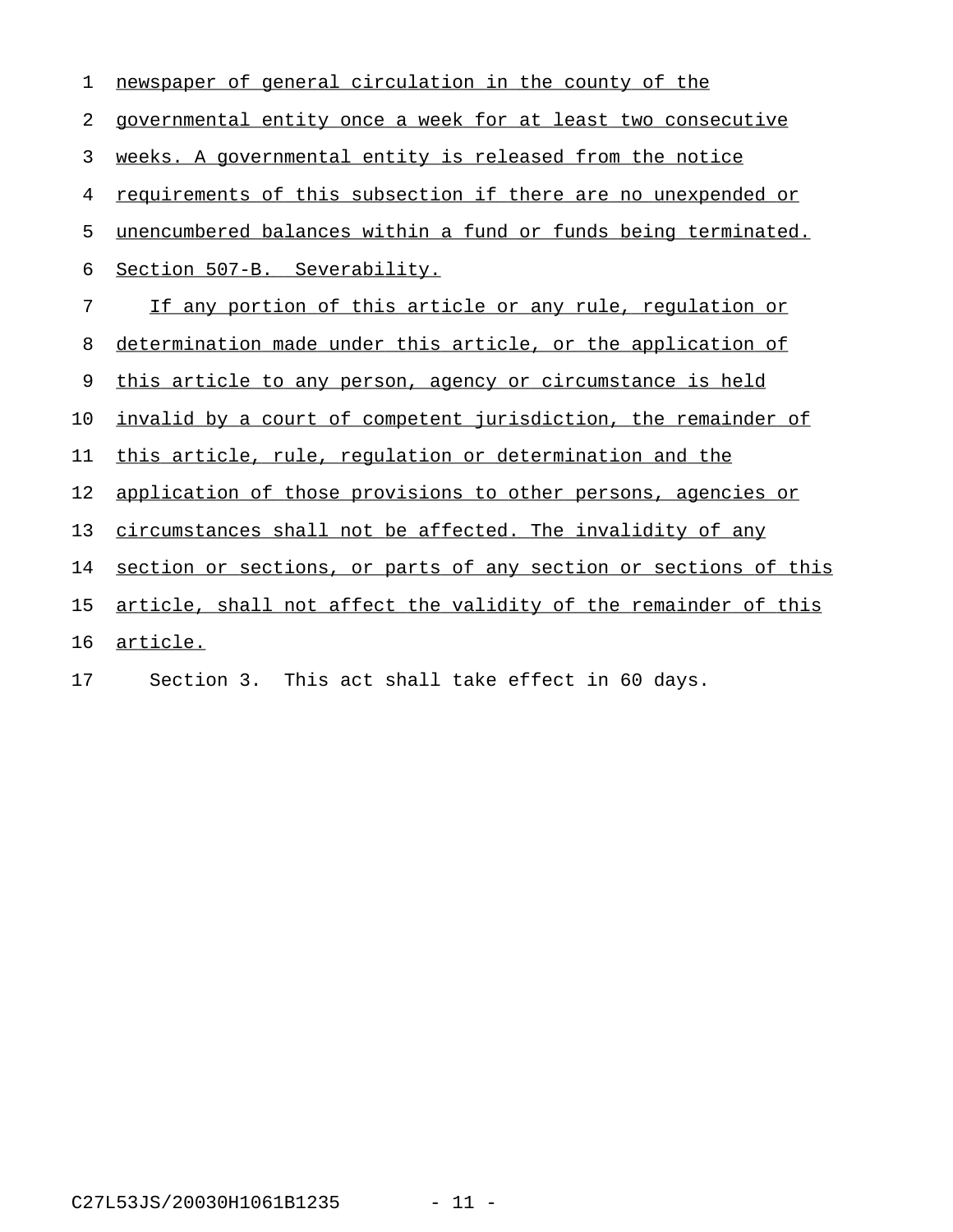newspaper of general circulation in the county of the governmental entity once a week for at least two consecutive weeks. A governmental entity is released from the notice requirements of this subsection if there are no unexpended or unencumbered balances within a fund or funds being terminated.

Section 507-B. Severability.

If any portion of this article or any rule, regulation or determination made under this article, or the application of this article to any person, agency or circumstance is held invalid by a court of competent jurisdiction, the remainder of this article, rule, regulation or determination and the application of those provisions to other persons, agencies or circumstances shall not be affected. The invalidity of any section or sections, or parts of any section or sections of this article, shall not affect the validity of the remainder of this article.

Section 3. This act shall take effect in 60 days.